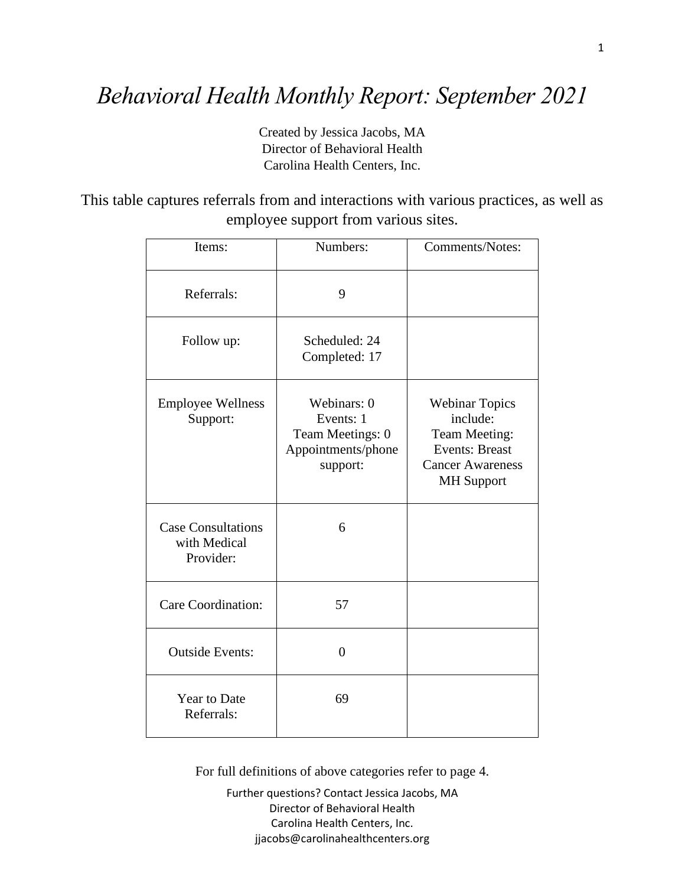# *Behavioral Health Monthly Report: September 2021*

Created by Jessica Jacobs, MA
Director of Behavioral Health
Carolina Health Centers, Inc.

This table captures referrals from and interactions with various practices, as well as employee support from various sites.

| Items: | Numbers: | Comments/Notes: |
|---|---|---|
| Referrals: | 9 | |
| Follow up: | Scheduled: 24<br>Completed: 17 | |
| Employee Wellness Support: | Webinars: 0<br>Events: 1<br>Team Meetings: 0<br>Appointments/phone support: | Webinar Topics include:<br>Team Meeting:<br>Events: Breast Cancer Awareness<br>MH Support |
| Case Consultations with Medical Provider: | 6 | |
| Care Coordination: | 57 | |
| Outside Events: | 0 | |
| Year to Date Referrals: | 69 | |

For full definitions of above categories refer to page 4.

Further questions? Contact Jessica Jacobs, MA
Director of Behavioral Health
Carolina Health Centers, Inc.
jjacobs@carolinahealthcenters.org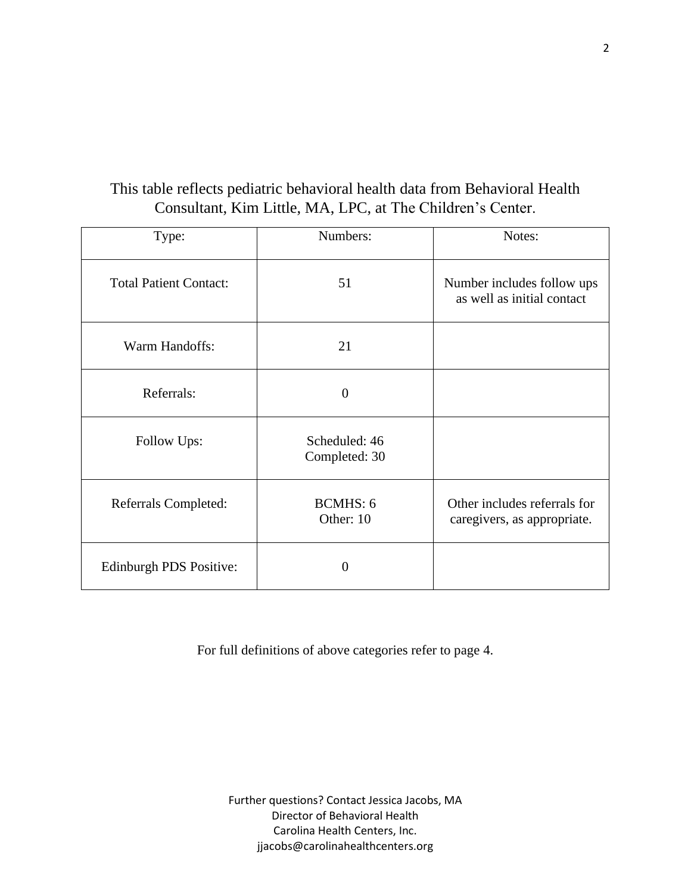This table reflects pediatric behavioral health data from Behavioral Health Consultant, Kim Little, MA, LPC, at The Children's Center.

| Type: | Numbers: | Notes: |
|---|---|---|
| Total Patient Contact: | 51 | Number includes follow ups as well as initial contact |
| Warm Handoffs: | 21 | |
| Referrals: | 0 | |
| Follow Ups: | Scheduled: 46<br>Completed: 30 | |
| Referrals Completed: | BCMHS: 6<br>Other: 10 | Other includes referrals for caregivers, as appropriate. |
| Edinburgh PDS Positive: | 0 | |

For full definitions of above categories refer to page 4.

Further questions? Contact Jessica Jacobs, MA
Director of Behavioral Health
Carolina Health Centers, Inc.
jjacobs@carolinahealthcenters.org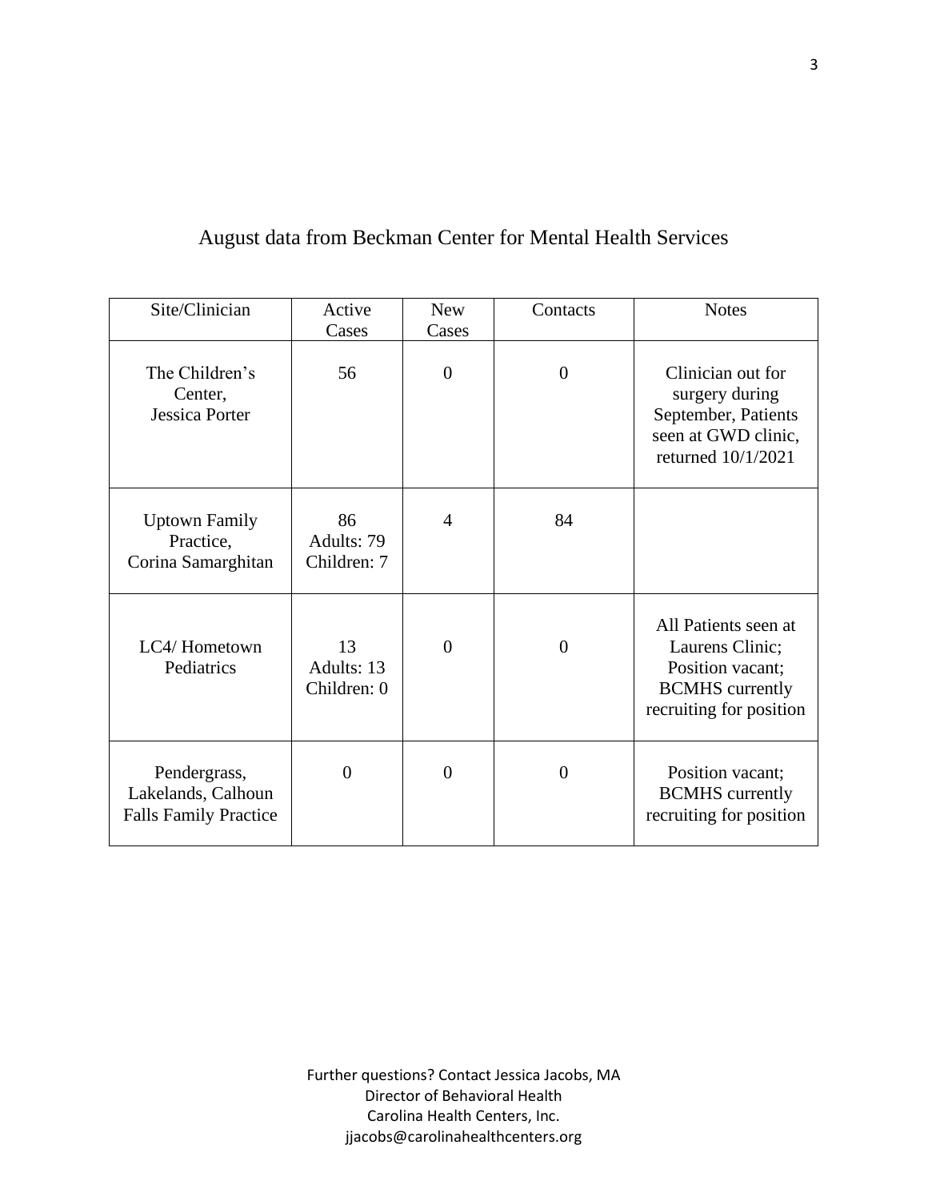## August data from Beckman Center for Mental Health Services

| Site/Clinician | Active Cases | New Cases | Contacts | Notes |
|---|---|---|---|---|
| The Children's Center, Jessica Porter | 56 | 0 | 0 | Clinician out for surgery during September, Patients seen at GWD clinic, returned 10/1/2021 |
| Uptown Family Practice, Corina Samarghitan | 86 Adults: 79 Children: 7 | 4 | 84 | |
| LC4/ Hometown Pediatrics | 13 Adults: 13 Children: 0 | 0 | 0 | All Patients seen at Laurens Clinic; Position vacant; BCMHS currently recruiting for position |
| Pendergrass, Lakelands, Calhoun Falls Family Practice | 0 | 0 | 0 | Position vacant; BCMHS currently recruiting for position |

Further questions? Contact Jessica Jacobs, MA
Director of Behavioral Health
Carolina Health Centers, Inc.
jjacobs@carolinahealthcenters.org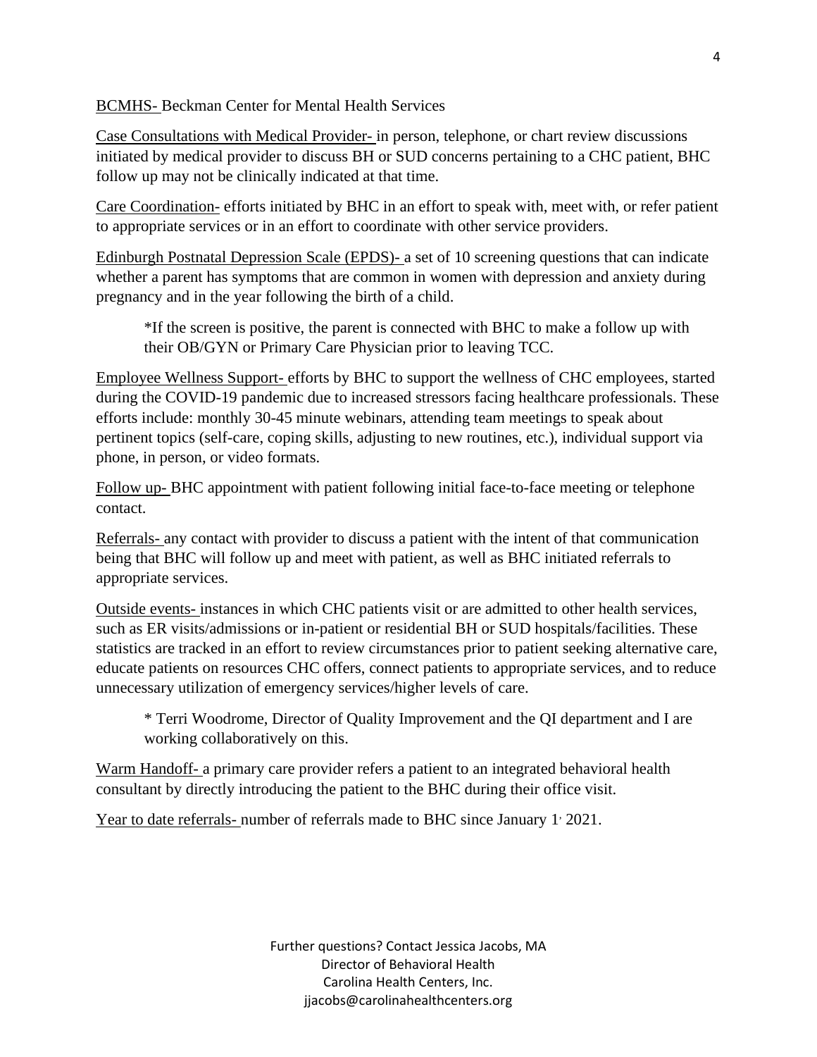BCMHS- Beckman Center for Mental Health Services

Case Consultations with Medical Provider- in person, telephone, or chart review discussions initiated by medical provider to discuss BH or SUD concerns pertaining to a CHC patient, BHC follow up may not be clinically indicated at that time.

Care Coordination- efforts initiated by BHC in an effort to speak with, meet with, or refer patient to appropriate services or in an effort to coordinate with other service providers.

Edinburgh Postnatal Depression Scale (EPDS)- a set of 10 screening questions that can indicate whether a parent has symptoms that are common in women with depression and anxiety during pregnancy and in the year following the birth of a child.

> *If the screen is positive, the parent is connected with BHC to make a follow up with their OB/GYN or Primary Care Physician prior to leaving TCC.

Employee Wellness Support- efforts by BHC to support the wellness of CHC employees, started during the COVID-19 pandemic due to increased stressors facing healthcare professionals. These efforts include: monthly 30-45 minute webinars, attending team meetings to speak about pertinent topics (self-care, coping skills, adjusting to new routines, etc.), individual support via phone, in person, or video formats.

Follow up- BHC appointment with patient following initial face-to-face meeting or telephone contact.

Referrals- any contact with provider to discuss a patient with the intent of that communication being that BHC will follow up and meet with patient, as well as BHC initiated referrals to appropriate services.

Outside events- instances in which CHC patients visit or are admitted to other health services, such as ER visits/admissions or in-patient or residential BH or SUD hospitals/facilities. These statistics are tracked in an effort to review circumstances prior to patient seeking alternative care, educate patients on resources CHC offers, connect patients to appropriate services, and to reduce unnecessary utilization of emergency services/higher levels of care.

> * Terri Woodrome, Director of Quality Improvement and the QI department and I are working collaboratively on this.

Warm Handoff- a primary care provider refers a patient to an integrated behavioral health consultant by directly introducing the patient to the BHC during their office visit.

Year to date referrals- number of referrals made to BHC since January 1, 2021.

Further questions? Contact Jessica Jacobs, MA
Director of Behavioral Health
Carolina Health Centers, Inc.
jjacobs@carolinahealthcenters.org